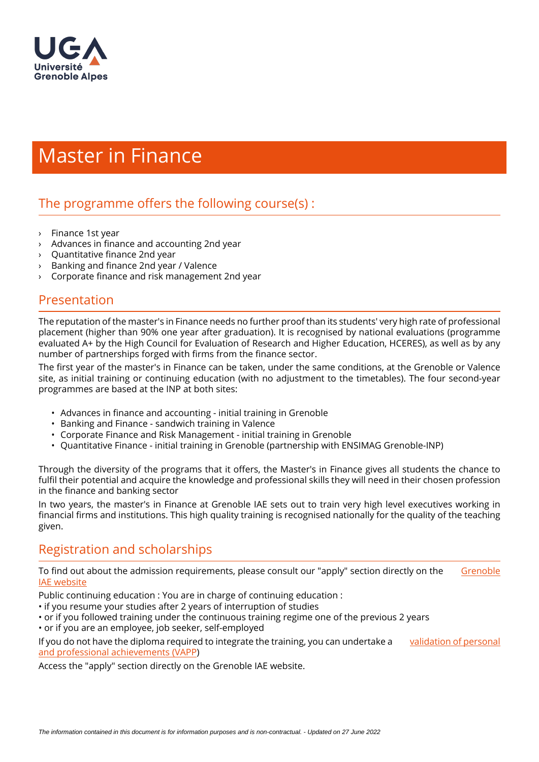# Master in Finance

## The programme offers the following course(s) :

- Finance 1st year
- Advances in finance and accounting 2nd year
- Quantitative finance 2nd year
- Banking and finance 2nd year / Valence
- Corporate finance and risk management 2nd year

## Presentation

The reputation of the master's in Finance needs no further proof than its students' very high rate of professional placement (higher than 90% one year after graduation). It is recognised by national evaluations (programme evaluated A+ by the High Council for Evaluation of Research and Higher Education, HCERES), as well as by any number of partnerships forged with firms from the finance sector.

The first year of the master's in Finance can be taken, under the same conditions, at the Grenoble or Valence site, as initial training or continuing education (with no adjustment to the timetables). The four second-year programmes are based at the INP at both sites:

- Advances in finance and accounting - initial training in Grenoble
- Banking and Finance - sandwich training in Valence
- Corporate Finance and Risk Management - initial training in Grenoble
- Quantitative Finance - initial training in Grenoble (partnership with ENSIMAG Grenoble-INP)

Through the diversity of the programs that it offers, the Master's in Finance gives all students the chance to fulfil their potential and acquire the knowledge and professional skills they will need in their chosen profession in the finance and banking sector

In two years, the master's in Finance at Grenoble IAE sets out to train very high level executives working in financial firms and institutions. This high quality training is recognised nationally for the quality of the teaching given.

## Registration and scholarships

To find out about the admission requirements, please consult our "apply" section directly on the Grenoble IAE website

Public continuing education : You are in charge of continuing education :

• if you resume your studies after 2 years of interruption of studies
• or if you followed training under the continuous training regime one of the previous 2 years
• or if you are an employee, job seeker, self-employed

If you do not have the diploma required to integrate the training, you can undertake a validation of personal and professional achievements (VAPP)

Access the "apply" section directly on the Grenoble IAE website.

*The information contained in this document is for information purposes and is non-contractual. - Updated on 27 June 2022*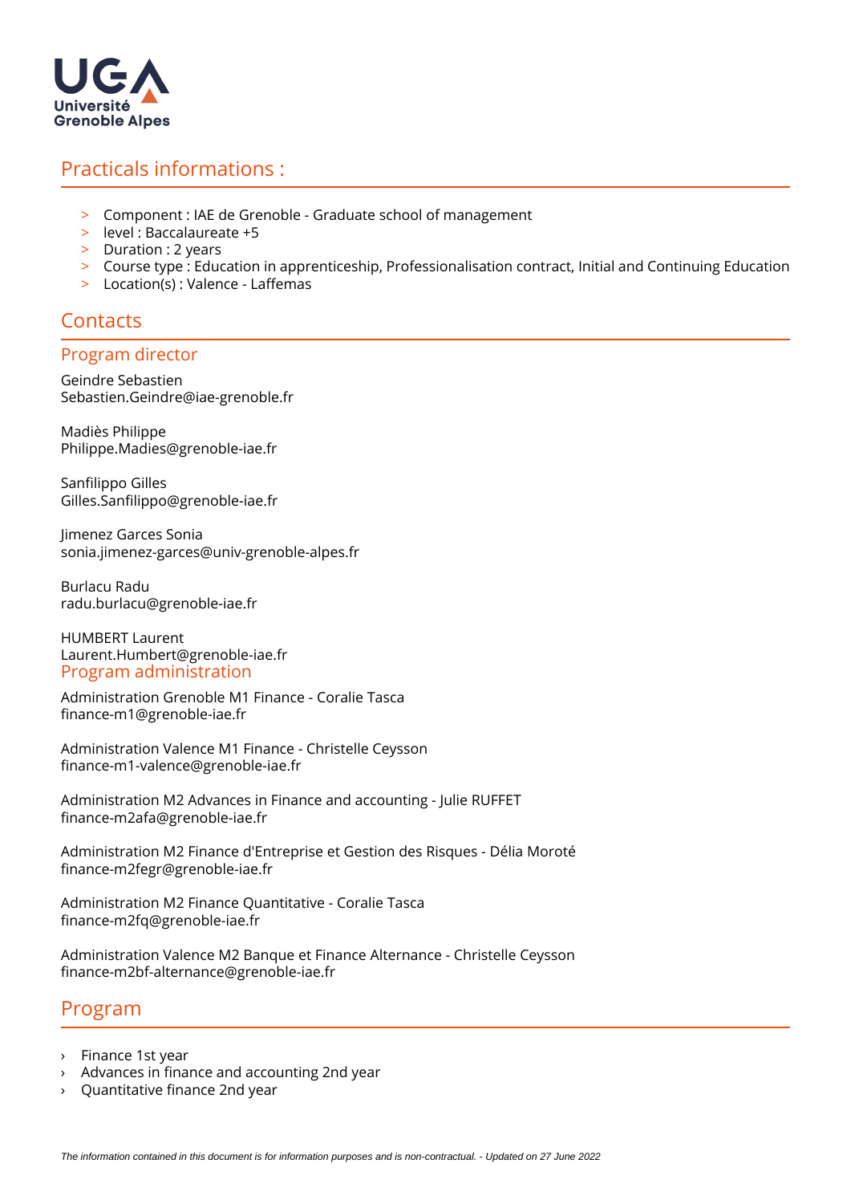## Practicals informations :

- Component : IAE de Grenoble - Graduate school of management
- level : Baccalaureate +5
- Duration : 2 years
- Course type : Education in apprenticeship, Professionalisation contract, Initial and Continuing Education
- Location(s) : Valence - Laffemas

## Contacts

### Program director

Geindre Sebastien
Sebastien.Geindre@iae-grenoble.fr

Madiès Philippe
Philippe.Madies@grenoble-iae.fr

Sanfilippo Gilles
Gilles.Sanfilippo@grenoble-iae.fr

Jimenez Garces Sonia
sonia.jimenez-garces@univ-grenoble-alpes.fr

Burlacu Radu
radu.burlacu@grenoble-iae.fr

HUMBERT Laurent
Laurent.Humbert@grenoble-iae.fr

### Program administration

Administration Grenoble M1 Finance - Coralie Tasca
finance-m1@grenoble-iae.fr

Administration Valence M1 Finance - Christelle Ceysson
finance-m1-valence@grenoble-iae.fr

Administration M2 Advances in Finance and accounting - Julie RUFFET
finance-m2afa@grenoble-iae.fr

Administration M2 Finance d'Entreprise et Gestion des Risques - Délia Moroté
finance-m2fegr@grenoble-iae.fr

Administration M2 Finance Quantitative - Coralie Tasca
finance-m2fq@grenoble-iae.fr

Administration Valence M2 Banque et Finance Alternance - Christelle Ceysson
finance-m2bf-alternance@grenoble-iae.fr

## Program

- Finance 1st year
- Advances in finance and accounting 2nd year
- Quantitative finance 2nd year

*The information contained in this document is for information purposes and is non-contractual. - Updated on 27 June 2022*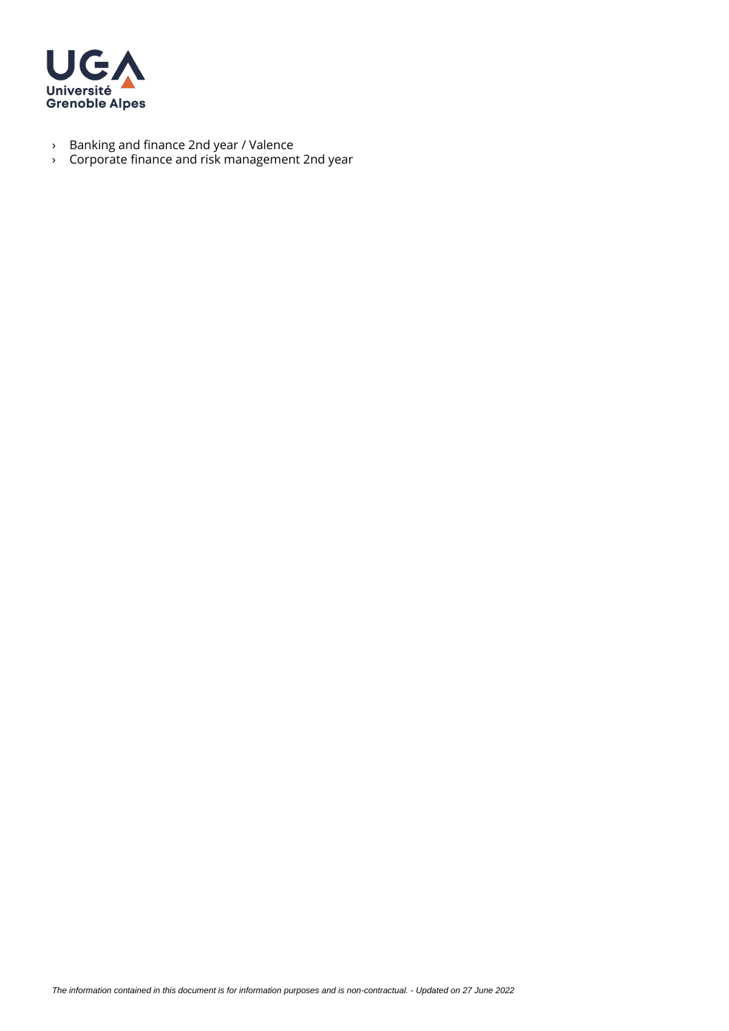- Banking and finance 2nd year / Valence
- Corporate finance and risk management 2nd year

*The information contained in this document is for information purposes and is non-contractual. - Updated on 27 June 2022*